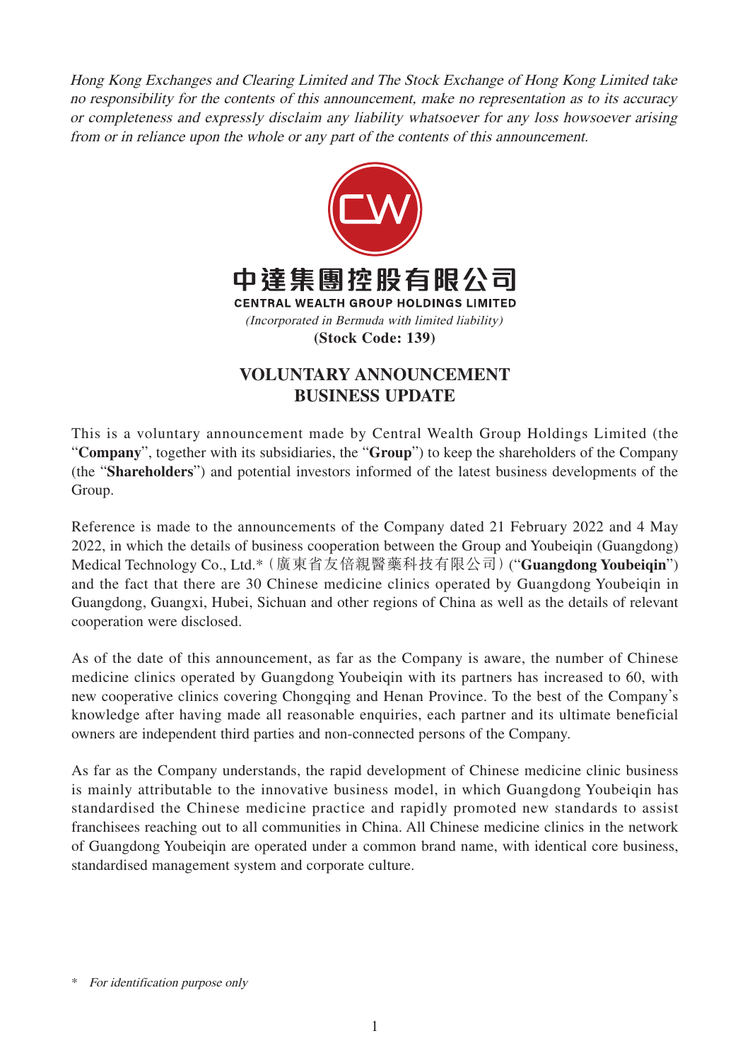*Hong Kong Exchanges and Clearing Limited and The Stock Exchange of Hong Kong Limited take no responsibility for the contents of this announcement, make no representation as to its accuracy or completeness and expressly disclaim any liability whatsoever for any loss howsoever arising from or in reliance upon the whole or any part of the contents of this announcement.*

**中達集團控股有限公司**

**CENTRAL WEALTH GROUP HOLDINGS LIMITED**

*(Incorporated in Bermuda with limited liability)*

**(Stock Code: 139)**

# VOLUNTARY ANNOUNCEMENT BUSINESS UPDATE

This is a voluntary announcement made by Central Wealth Group Holdings Limited (the "**Company**", together with its subsidiaries, the "**Group**") to keep the shareholders of the Company (the "**Shareholders**") and potential investors informed of the latest business developments of the Group.

Reference is made to the announcements of the Company dated 21 February 2022 and 4 May 2022, in which the details of business cooperation between the Group and Youbeiqin (Guangdong) Medical Technology Co., Ltd.*（廣東省友倍親醫藥科技有限公司）("**Guangdong Youbeiqin**") and the fact that there are 30 Chinese medicine clinics operated by Guangdong Youbeiqin in Guangdong, Guangxi, Hubei, Sichuan and other regions of China as well as the details of relevant cooperation were disclosed.

As of the date of this announcement, as far as the Company is aware, the number of Chinese medicine clinics operated by Guangdong Youbeiqin with its partners has increased to 60, with new cooperative clinics covering Chongqing and Henan Province. To the best of the Company's knowledge after having made all reasonable enquiries, each partner and its ultimate beneficial owners are independent third parties and non-connected persons of the Company.

As far as the Company understands, the rapid development of Chinese medicine clinic business is mainly attributable to the innovative business model, in which Guangdong Youbeiqin has standardised the Chinese medicine practice and rapidly promoted new standards to assist franchisees reaching out to all communities in China. All Chinese medicine clinics in the network of Guangdong Youbeiqin are operated under a common brand name, with identical core business, standardised management system and corporate culture.

\* *For identification purpose only*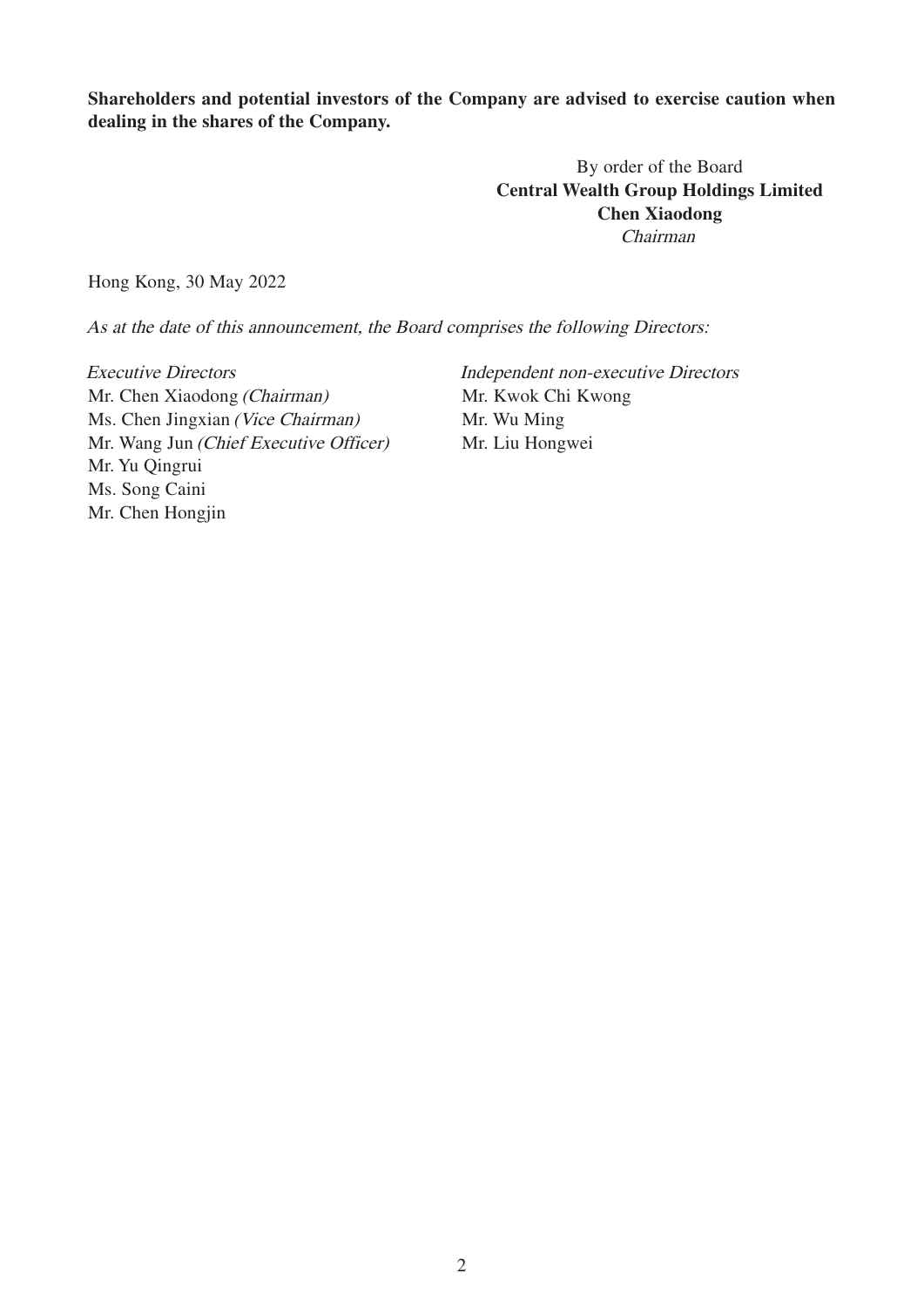**Shareholders and potential investors of the Company are advised to exercise caution when dealing in the shares of the Company.**

By order of the Board
**Central Wealth Group Holdings Limited**
**Chen Xiaodong**
*Chairman*

Hong Kong, 30 May 2022

*As at the date of this announcement, the Board comprises the following Directors:*

*Executive Directors*
Mr. Chen Xiaodong *(Chairman)*
Ms. Chen Jingxian *(Vice Chairman)*
Mr. Wang Jun *(Chief Executive Officer)*
Mr. Yu Qingrui
Ms. Song Caini
Mr. Chen Hongjin

*Independent non-executive Directors*
Mr. Kwok Chi Kwong
Mr. Wu Ming
Mr. Liu Hongwei